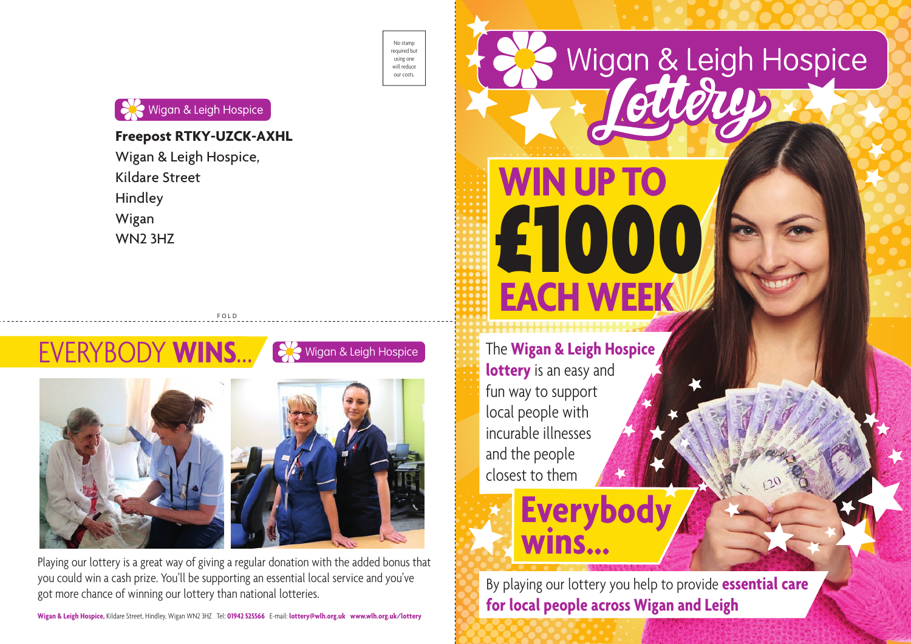No stamp required but using one will reduce our costs.

Wigan & Leigh Hospice

**Freepost RTKY-UZCK-AXHL**
Wigan & Leigh Hospice,
Kildare Street
Hindley
Wigan
WN2 3HZ

FOLD

# EVERYBODY **WINS...**

Wigan & Leigh Hospice

Playing our lottery is a great way of giving a regular donation with the added bonus that you could win a cash prize. You'll be supporting an essential local service and you've got more chance of winning our lottery than national lotteries.

**Wigan & Leigh Hospice,** Kildare Street, Hindley, Wigan WN2 3HZ Tel: **01942 525566** E-mail: **lottery@wlh.org.uk** **www.wlh.org.uk/lottery**

# Wigan & Leigh Hospice Lottery

## WIN UP TO £1000 EACH WEEK

The **Wigan & Leigh Hospice lottery** is an easy and fun way to support local people with incurable illnesses and the people closest to them

## Everybody wins...

By playing our lottery you help to provide **essential care for local people across Wigan and Leigh**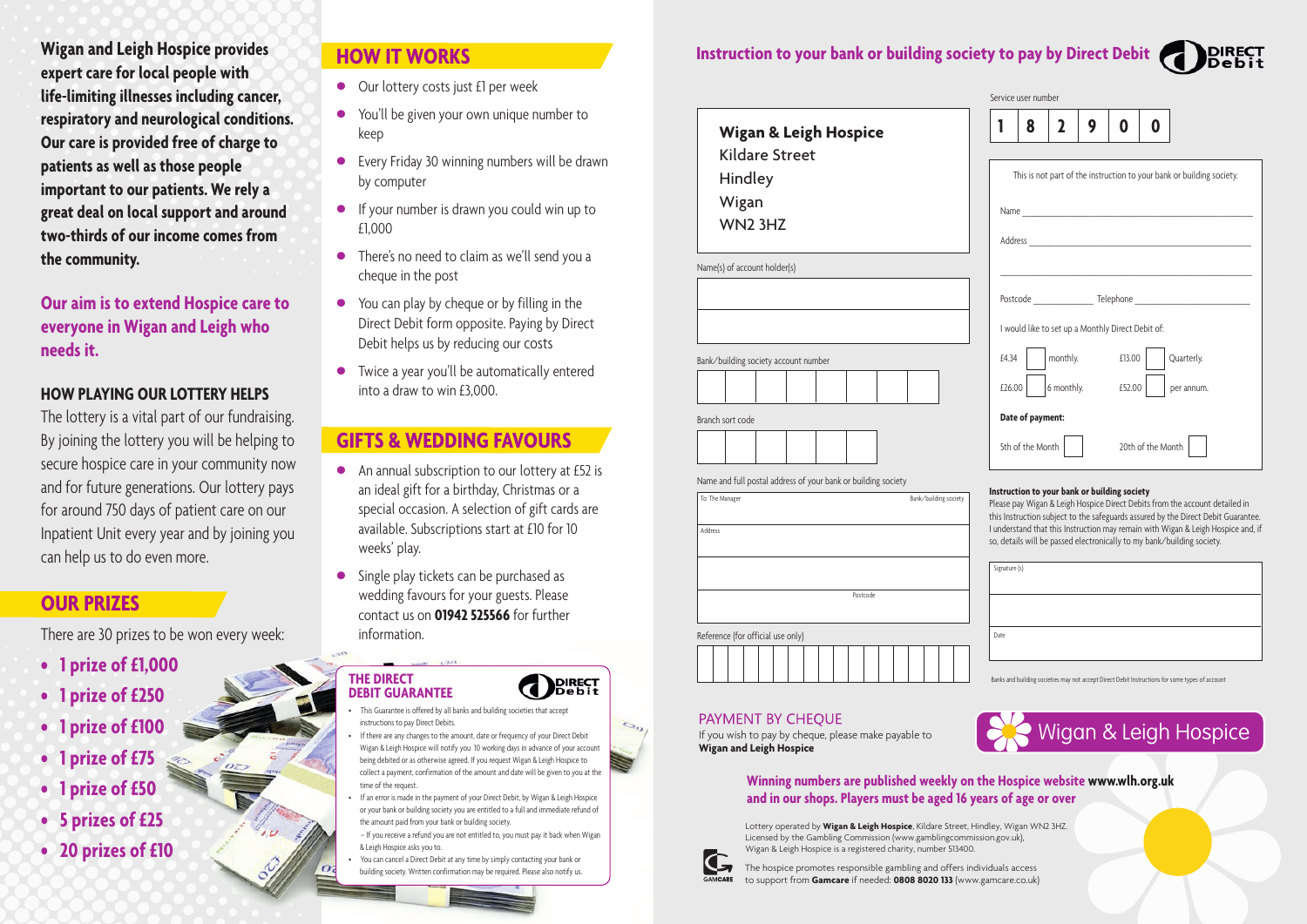**Wigan and Leigh Hospice provides expert care for local people with life-limiting illnesses including cancer, respiratory and neurological conditions. Our care is provided free of charge to patients as well as those people important to our patients. We rely a great deal on local support and around two-thirds of our income comes from the community.**

**Our aim is to extend Hospice care to everyone in Wigan and Leigh who needs it.**

### HOW PLAYING OUR LOTTERY HELPS

The lottery is a vital part of our fundraising. By joining the lottery you will be helping to secure hospice care in your community now and for future generations. Our lottery pays for around 750 days of patient care on our Inpatient Unit every year and by joining you can help us to do even more.

## OUR PRIZES

There are 30 prizes to be won every week:

- **1 prize of £1,000**
- **1 prize of £250**
- **1 prize of £100**
- **1 prize of £75**
- **1 prize of £50**
- **5 prizes of £25**
- **20 prizes of £10**

## HOW IT WORKS

- Our lottery costs just £1 per week
- You'll be given your own unique number to keep
- Every Friday 30 winning numbers will be drawn by computer
- If your number is drawn you could win up to £1,000
- There's no need to claim as we'll send you a cheque in the post
- You can play by cheque or by filling in the Direct Debit form opposite. Paying by Direct Debit helps us by reducing our costs
- Twice a year you'll be automatically entered into a draw to win £3,000.

## GIFTS & WEDDING FAVOURS

- An annual subscription to our lottery at £52 is an ideal gift for a birthday, Christmas or a special occasion. A selection of gift cards are available. Subscriptions start at £10 for 10 weeks' play.
- Single play tickets can be purchased as wedding favours for your guests. Please contact us on **01942 525566** for further information.

### THE DIRECT DEBIT GUARANTEE

- This Guarantee is offered by all banks and building societies that accept instructions to pay Direct Debits.
- If there are any changes to the amount, date or frequency of your Direct Debit Wigan & Leigh Hospice will notify you 10 working days in advance of your account being debited or as otherwise agreed. If you request Wigan & Leigh Hospice to collect a payment, confirmation of the amount and date will be given to you at the time of the request.
- If an error is made in the payment of your Direct Debit, by Wigan & Leigh Hospice or your bank or building society you are entitled to a full and immediate refund of the amount paid from your bank or building society.
  – If you receive a refund you are not entitled to, you must pay it back when Wigan & Leigh Hospice asks you to.
- You can cancel a Direct Debit at any time by simply contacting your bank or building society. Written confirmation may be required. Please also notify us.

## Instruction to your bank or building society to pay by Direct Debit

**Wigan & Leigh Hospice**
Kildare Street
Hindley
Wigan
WN2 3HZ

Service user number

| | | | | | |
|---|---|---|---|---|---|
| 1 | 8 | 2 | 9 | 0 | 0 |

Name(s) of account holder(s)

Bank/building society account number

Branch sort code

Name and full postal address of your bank or building society

To: The Manager — Bank/building society

Address

Postcode

Reference (for official use only)

This is not part of the instruction to your bank or building society.

Name ______

Address ______

Postcode ______ Telephone ______

I would like to set up a Monthly Direct Debit of:

£4.34 ☐ monthly. £13.00 ☐ Quarterly.

£26.00 ☐ 6 monthly. £52.00 ☐ per annum.

**Date of payment:**

5th of the Month ☐ 20th of the Month ☐

**Instruction to your bank or building society**

Please pay Wigan & Leigh Hospice Direct Debits from the account detailed in this Instruction subject to the safeguards assured by the Direct Debit Guarantee. I understand that this Instruction may remain with Wigan & Leigh Hospice and, if so, details will be passed electronically to my bank/building society.

Signature (s)

Date

Banks and building societies may not accept Direct Debit Instructions for some types of account

PAYMENT BY CHEQUE

If you wish to pay by cheque, please make payable to **Wigan and Leigh Hospice**

Wigan & Leigh Hospice

**Winning numbers are published weekly on the Hospice website www.wlh.org.uk and in our shops. Players must be aged 16 years of age or over**

Lottery operated by **Wigan & Leigh Hospice**, Kildare Street, Hindley, Wigan WN2 3HZ. Licensed by the Gambling Commission (www.gamblingcommission.gov.uk). Wigan & Leigh Hospice is a registered charity, number 513400.

The hospice promotes responsible gambling and offers individuals access to support from **Gamcare** if needed: **0808 8020 133** (www.gamcare.co.uk)